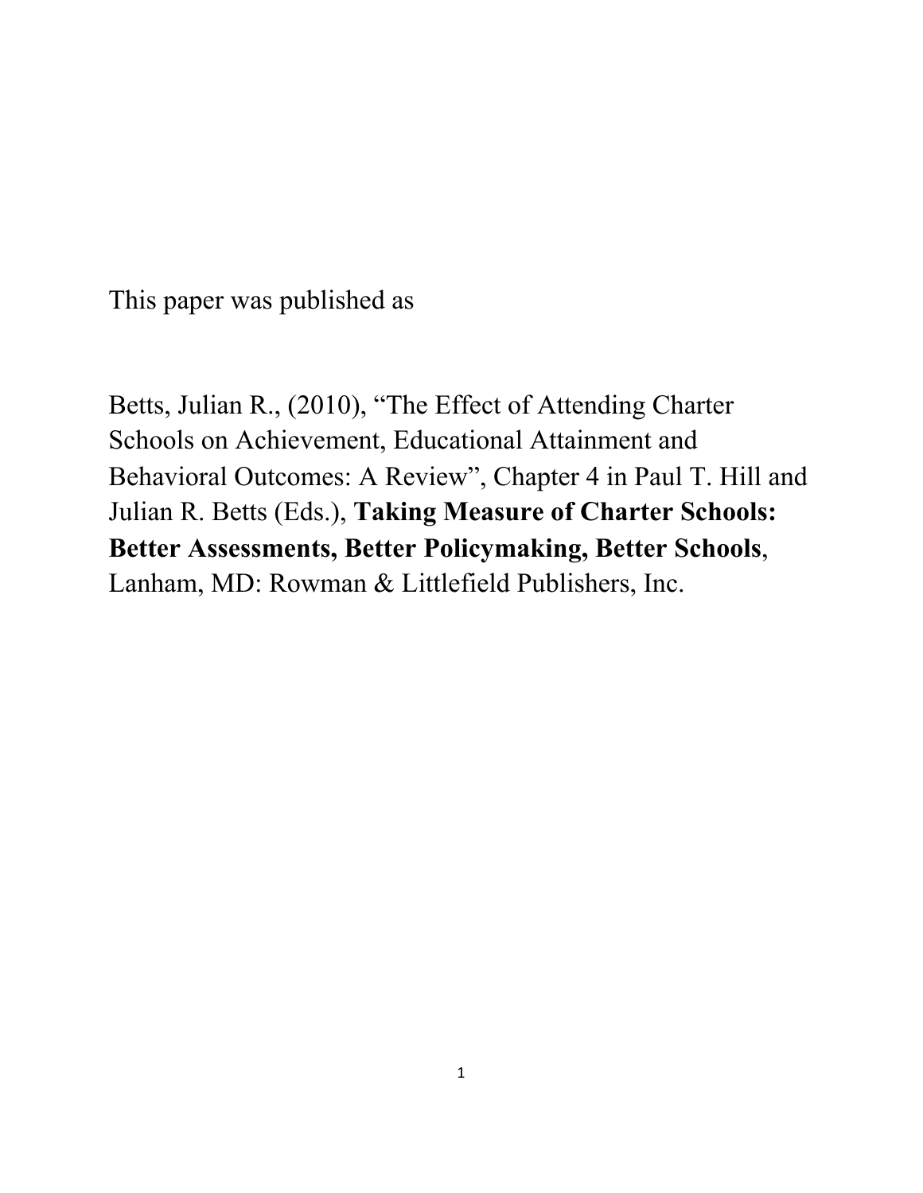This paper was published as

Betts, Julian R., (2010), "The Effect of Attending Charter Schools on Achievement, Educational Attainment and Behavioral Outcomes: A Review", Chapter 4 in Paul T. Hill and Julian R. Betts (Eds.), **Taking Measure of Charter Schools: Better Assessments, Better Policymaking, Better Schools**, Lanham, MD: Rowman & Littlefield Publishers, Inc.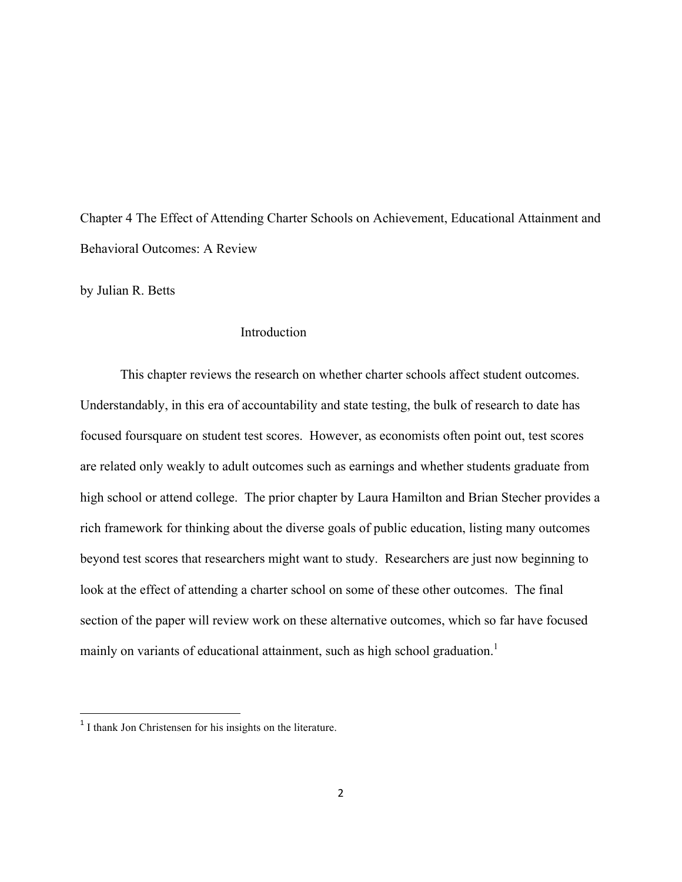# Chapter 4 The Effect of Attending Charter Schools on Achievement, Educational Attainment and Behavioral Outcomes: A Review

by Julian R. Betts

## Introduction

This chapter reviews the research on whether charter schools affect student outcomes. Understandably, in this era of accountability and state testing, the bulk of research to date has focused foursquare on student test scores. However, as economists often point out, test scores are related only weakly to adult outcomes such as earnings and whether students graduate from high school or attend college. The prior chapter by Laura Hamilton and Brian Stecher provides a rich framework for thinking about the diverse goals of public education, listing many outcomes beyond test scores that researchers might want to study. Researchers are just now beginning to look at the effect of attending a charter school on some of these other outcomes. The final section of the paper will review work on these alternative outcomes, which so far have focused mainly on variants of educational attainment, such as high school graduation.[1]

[1] I thank Jon Christensen for his insights on the literature.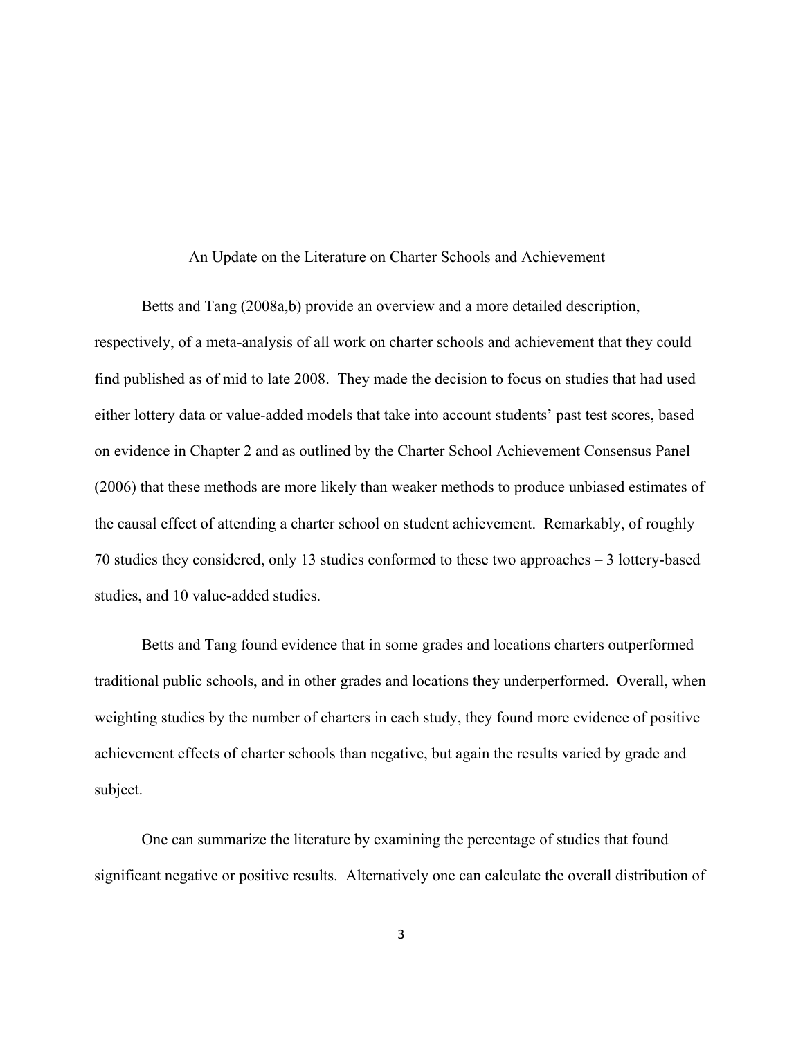## An Update on the Literature on Charter Schools and Achievement

Betts and Tang (2008a,b) provide an overview and a more detailed description, respectively, of a meta-analysis of all work on charter schools and achievement that they could find published as of mid to late 2008. They made the decision to focus on studies that had used either lottery data or value-added models that take into account students' past test scores, based on evidence in Chapter 2 and as outlined by the Charter School Achievement Consensus Panel (2006) that these methods are more likely than weaker methods to produce unbiased estimates of the causal effect of attending a charter school on student achievement. Remarkably, of roughly 70 studies they considered, only 13 studies conformed to these two approaches – 3 lottery-based studies, and 10 value-added studies.

Betts and Tang found evidence that in some grades and locations charters outperformed traditional public schools, and in other grades and locations they underperformed. Overall, when weighting studies by the number of charters in each study, they found more evidence of positive achievement effects of charter schools than negative, but again the results varied by grade and subject.

One can summarize the literature by examining the percentage of studies that found significant negative or positive results. Alternatively one can calculate the overall distribution of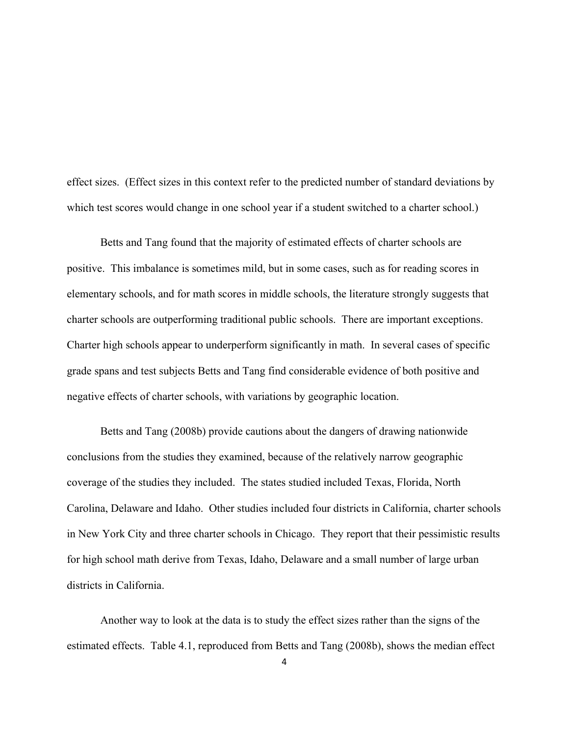effect sizes. (Effect sizes in this context refer to the predicted number of standard deviations by which test scores would change in one school year if a student switched to a charter school.)

Betts and Tang found that the majority of estimated effects of charter schools are positive. This imbalance is sometimes mild, but in some cases, such as for reading scores in elementary schools, and for math scores in middle schools, the literature strongly suggests that charter schools are outperforming traditional public schools. There are important exceptions. Charter high schools appear to underperform significantly in math. In several cases of specific grade spans and test subjects Betts and Tang find considerable evidence of both positive and negative effects of charter schools, with variations by geographic location.

Betts and Tang (2008b) provide cautions about the dangers of drawing nationwide conclusions from the studies they examined, because of the relatively narrow geographic coverage of the studies they included. The states studied included Texas, Florida, North Carolina, Delaware and Idaho. Other studies included four districts in California, charter schools in New York City and three charter schools in Chicago. They report that their pessimistic results for high school math derive from Texas, Idaho, Delaware and a small number of large urban districts in California.

Another way to look at the data is to study the effect sizes rather than the signs of the estimated effects. Table 4.1, reproduced from Betts and Tang (2008b), shows the median effect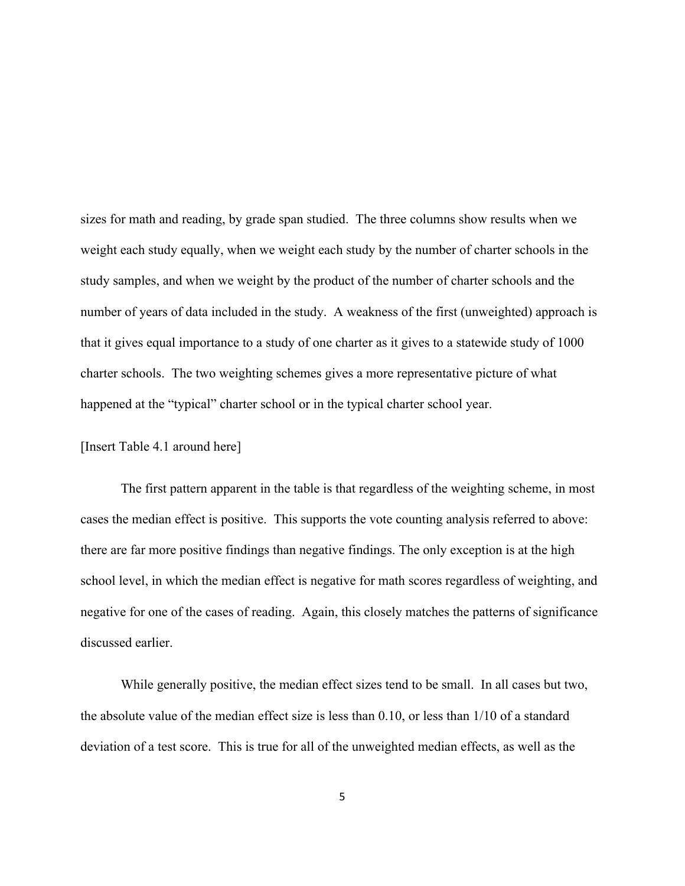sizes for math and reading, by grade span studied. The three columns show results when we weight each study equally, when we weight each study by the number of charter schools in the study samples, and when we weight by the product of the number of charter schools and the number of years of data included in the study. A weakness of the first (unweighted) approach is that it gives equal importance to a study of one charter as it gives to a statewide study of 1000 charter schools. The two weighting schemes gives a more representative picture of what happened at the "typical" charter school or in the typical charter school year.

[Insert Table 4.1 around here]

The first pattern apparent in the table is that regardless of the weighting scheme, in most cases the median effect is positive. This supports the vote counting analysis referred to above: there are far more positive findings than negative findings. The only exception is at the high school level, in which the median effect is negative for math scores regardless of weighting, and negative for one of the cases of reading. Again, this closely matches the patterns of significance discussed earlier.

While generally positive, the median effect sizes tend to be small. In all cases but two, the absolute value of the median effect size is less than 0.10, or less than 1/10 of a standard deviation of a test score. This is true for all of the unweighted median effects, as well as the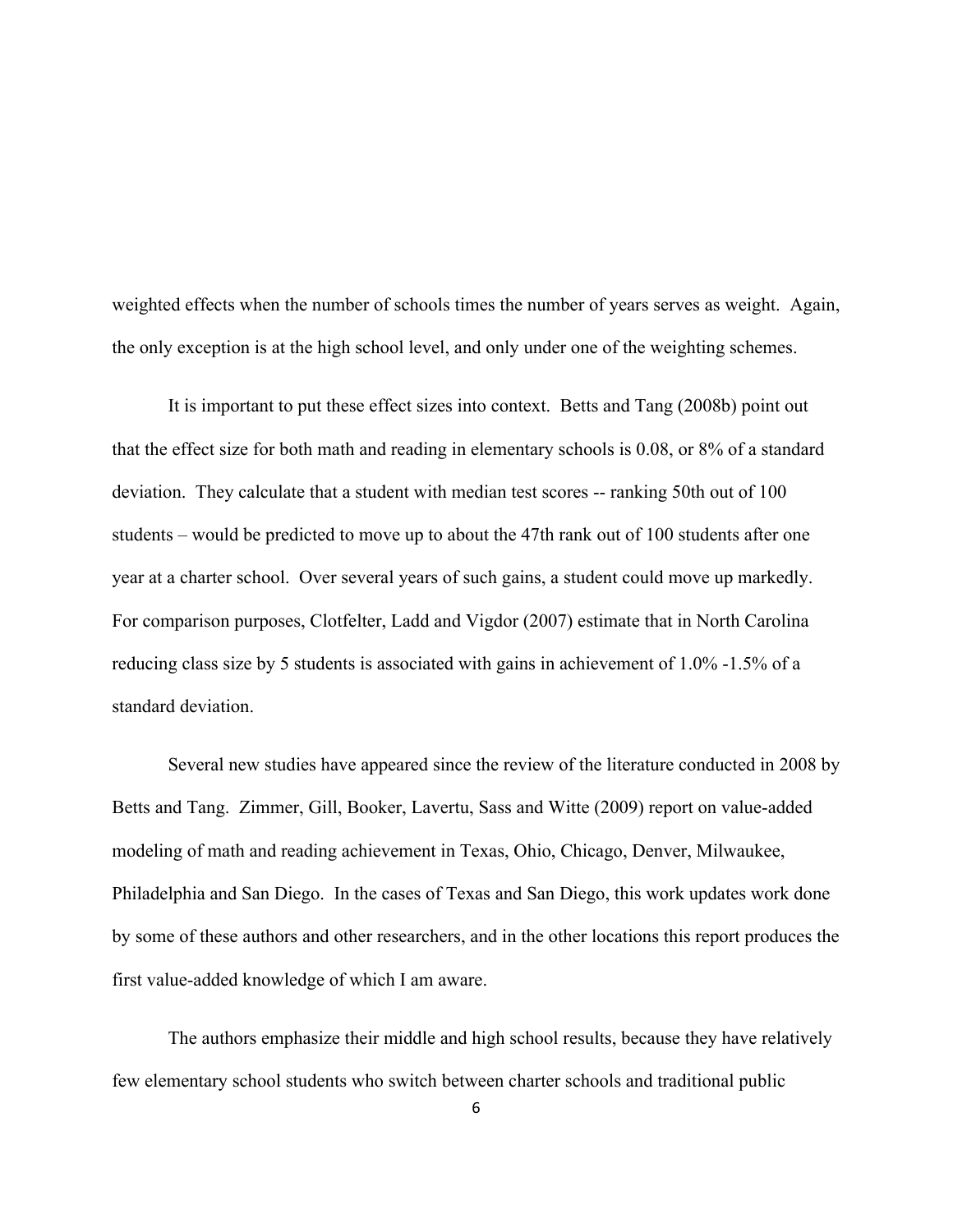weighted effects when the number of schools times the number of years serves as weight. Again, the only exception is at the high school level, and only under one of the weighting schemes.

It is important to put these effect sizes into context. Betts and Tang (2008b) point out that the effect size for both math and reading in elementary schools is 0.08, or 8% of a standard deviation. They calculate that a student with median test scores -- ranking 50th out of 100 students – would be predicted to move up to about the 47th rank out of 100 students after one year at a charter school. Over several years of such gains, a student could move up markedly. For comparison purposes, Clotfelter, Ladd and Vigdor (2007) estimate that in North Carolina reducing class size by 5 students is associated with gains in achievement of 1.0% -1.5% of a standard deviation.

Several new studies have appeared since the review of the literature conducted in 2008 by Betts and Tang. Zimmer, Gill, Booker, Lavertu, Sass and Witte (2009) report on value-added modeling of math and reading achievement in Texas, Ohio, Chicago, Denver, Milwaukee, Philadelphia and San Diego. In the cases of Texas and San Diego, this work updates work done by some of these authors and other researchers, and in the other locations this report produces the first value-added knowledge of which I am aware.

The authors emphasize their middle and high school results, because they have relatively few elementary school students who switch between charter schools and traditional public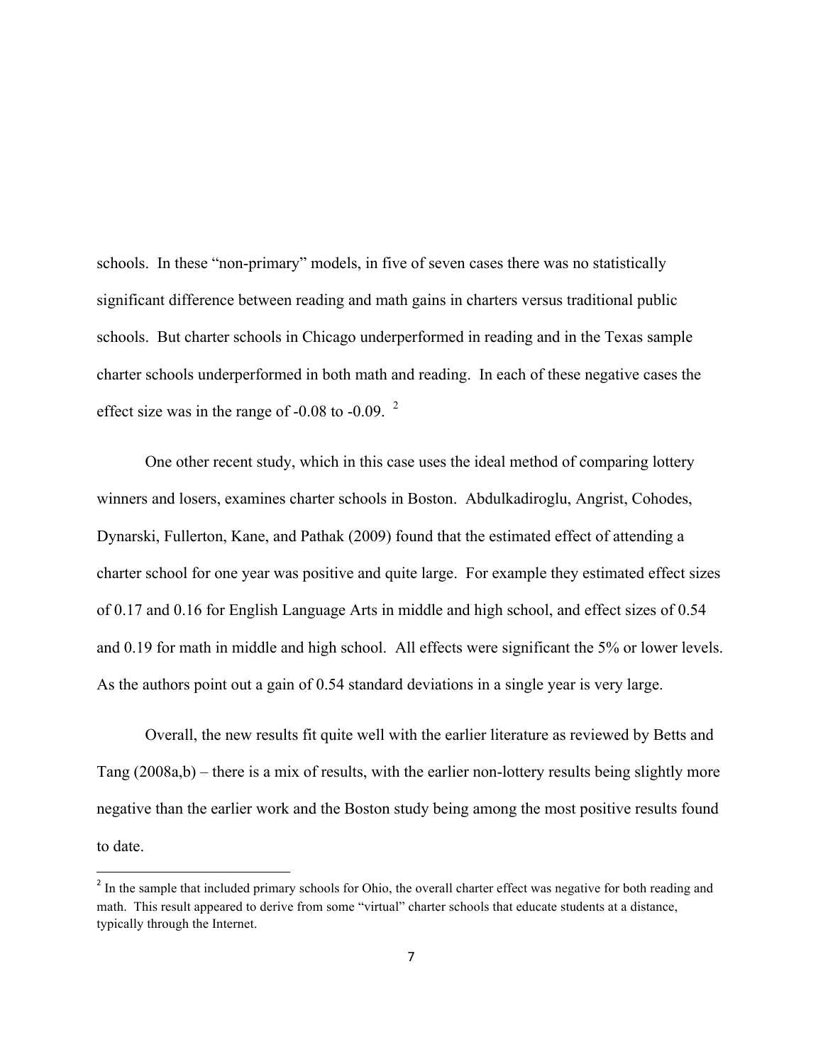schools. In these "non-primary" models, in five of seven cases there was no statistically significant difference between reading and math gains in charters versus traditional public schools. But charter schools in Chicago underperformed in reading and in the Texas sample charter schools underperformed in both math and reading. In each of these negative cases the effect size was in the range of -0.08 to -0.09. [2]

One other recent study, which in this case uses the ideal method of comparing lottery winners and losers, examines charter schools in Boston. Abdulkadiroglu, Angrist, Cohodes, Dynarski, Fullerton, Kane, and Pathak (2009) found that the estimated effect of attending a charter school for one year was positive and quite large. For example they estimated effect sizes of 0.17 and 0.16 for English Language Arts in middle and high school, and effect sizes of 0.54 and 0.19 for math in middle and high school. All effects were significant the 5% or lower levels. As the authors point out a gain of 0.54 standard deviations in a single year is very large.

Overall, the new results fit quite well with the earlier literature as reviewed by Betts and Tang (2008a,b) – there is a mix of results, with the earlier non-lottery results being slightly more negative than the earlier work and the Boston study being among the most positive results found to date.

[2] In the sample that included primary schools for Ohio, the overall charter effect was negative for both reading and math. This result appeared to derive from some "virtual" charter schools that educate students at a distance, typically through the Internet.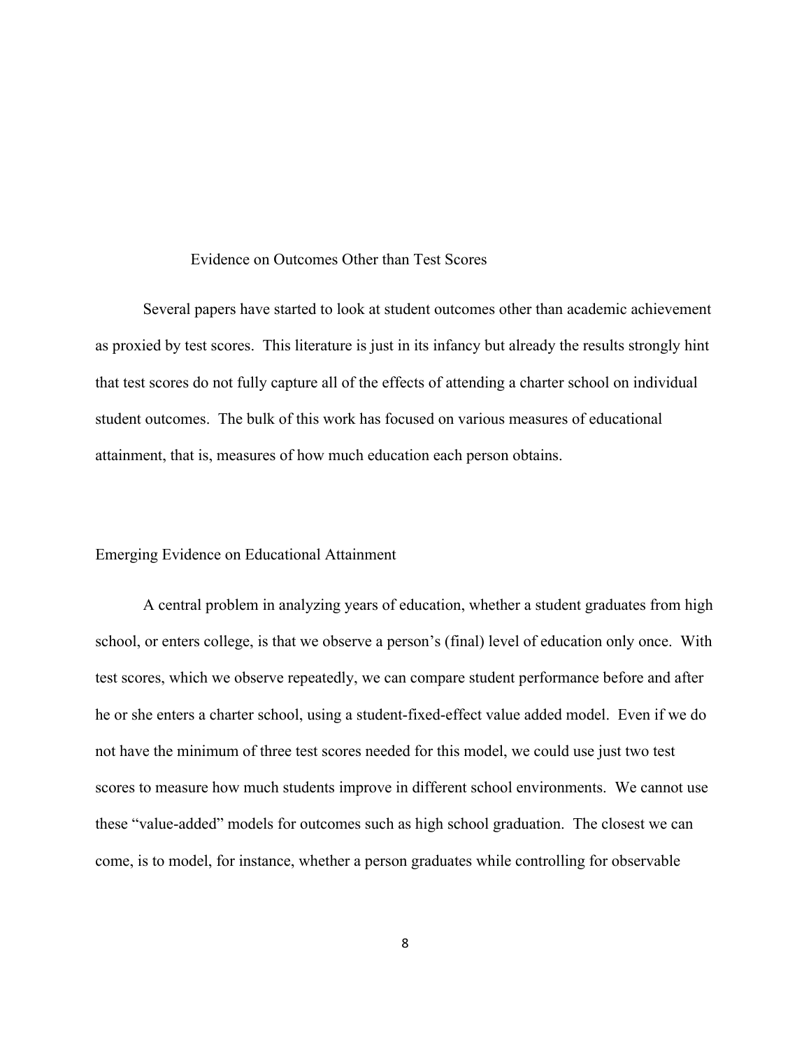## Evidence on Outcomes Other than Test Scores

Several papers have started to look at student outcomes other than academic achievement as proxied by test scores. This literature is just in its infancy but already the results strongly hint that test scores do not fully capture all of the effects of attending a charter school on individual student outcomes. The bulk of this work has focused on various measures of educational attainment, that is, measures of how much education each person obtains.

### Emerging Evidence on Educational Attainment

A central problem in analyzing years of education, whether a student graduates from high school, or enters college, is that we observe a person's (final) level of education only once. With test scores, which we observe repeatedly, we can compare student performance before and after he or she enters a charter school, using a student-fixed-effect value added model. Even if we do not have the minimum of three test scores needed for this model, we could use just two test scores to measure how much students improve in different school environments. We cannot use these "value-added" models for outcomes such as high school graduation. The closest we can come, is to model, for instance, whether a person graduates while controlling for observable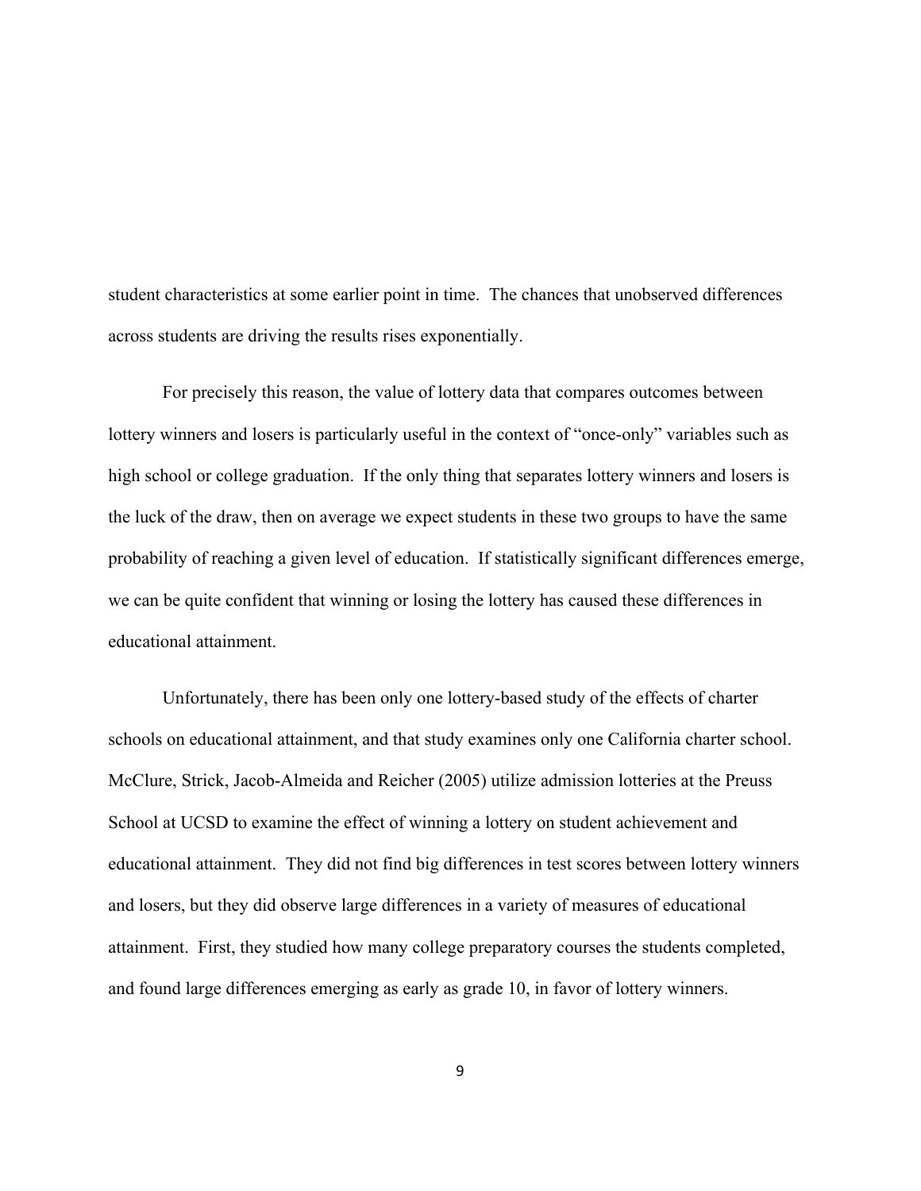student characteristics at some earlier point in time. The chances that unobserved differences across students are driving the results rises exponentially.

For precisely this reason, the value of lottery data that compares outcomes between lottery winners and losers is particularly useful in the context of "once-only" variables such as high school or college graduation. If the only thing that separates lottery winners and losers is the luck of the draw, then on average we expect students in these two groups to have the same probability of reaching a given level of education. If statistically significant differences emerge, we can be quite confident that winning or losing the lottery has caused these differences in educational attainment.

Unfortunately, there has been only one lottery-based study of the effects of charter schools on educational attainment, and that study examines only one California charter school. McClure, Strick, Jacob-Almeida and Reicher (2005) utilize admission lotteries at the Preuss School at UCSD to examine the effect of winning a lottery on student achievement and educational attainment. They did not find big differences in test scores between lottery winners and losers, but they did observe large differences in a variety of measures of educational attainment. First, they studied how many college preparatory courses the students completed, and found large differences emerging as early as grade 10, in favor of lottery winners.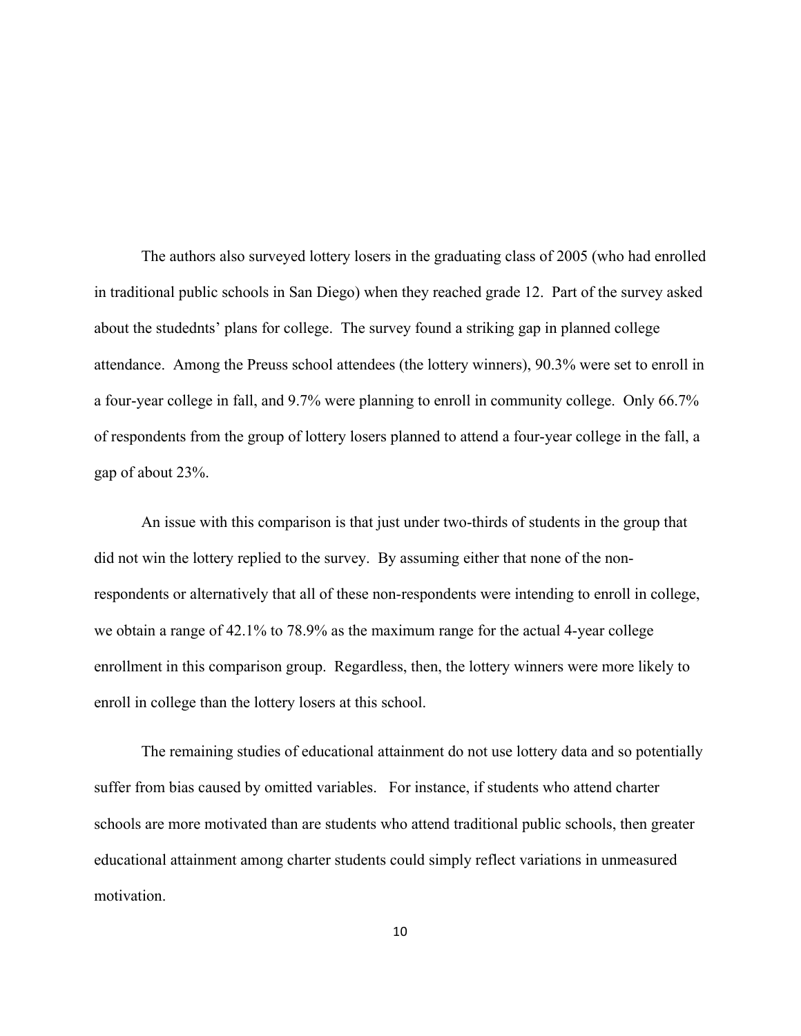The authors also surveyed lottery losers in the graduating class of 2005 (who had enrolled in traditional public schools in San Diego) when they reached grade 12. Part of the survey asked about the studednts' plans for college. The survey found a striking gap in planned college attendance. Among the Preuss school attendees (the lottery winners), 90.3% were set to enroll in a four-year college in fall, and 9.7% were planning to enroll in community college. Only 66.7% of respondents from the group of lottery losers planned to attend a four-year college in the fall, a gap of about 23%.

An issue with this comparison is that just under two-thirds of students in the group that did not win the lottery replied to the survey. By assuming either that none of the non-respondents or alternatively that all of these non-respondents were intending to enroll in college, we obtain a range of 42.1% to 78.9% as the maximum range for the actual 4-year college enrollment in this comparison group. Regardless, then, the lottery winners were more likely to enroll in college than the lottery losers at this school.

The remaining studies of educational attainment do not use lottery data and so potentially suffer from bias caused by omitted variables. For instance, if students who attend charter schools are more motivated than are students who attend traditional public schools, then greater educational attainment among charter students could simply reflect variations in unmeasured motivation.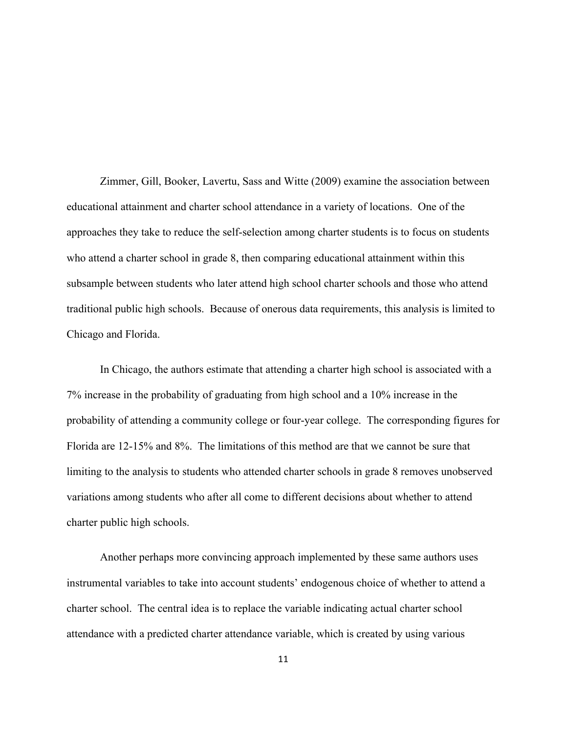Zimmer, Gill, Booker, Lavertu, Sass and Witte (2009) examine the association between educational attainment and charter school attendance in a variety of locations. One of the approaches they take to reduce the self-selection among charter students is to focus on students who attend a charter school in grade 8, then comparing educational attainment within this subsample between students who later attend high school charter schools and those who attend traditional public high schools. Because of onerous data requirements, this analysis is limited to Chicago and Florida.

In Chicago, the authors estimate that attending a charter high school is associated with a 7% increase in the probability of graduating from high school and a 10% increase in the probability of attending a community college or four-year college. The corresponding figures for Florida are 12-15% and 8%. The limitations of this method are that we cannot be sure that limiting to the analysis to students who attended charter schools in grade 8 removes unobserved variations among students who after all come to different decisions about whether to attend charter public high schools.

Another perhaps more convincing approach implemented by these same authors uses instrumental variables to take into account students' endogenous choice of whether to attend a charter school. The central idea is to replace the variable indicating actual charter school attendance with a predicted charter attendance variable, which is created by using various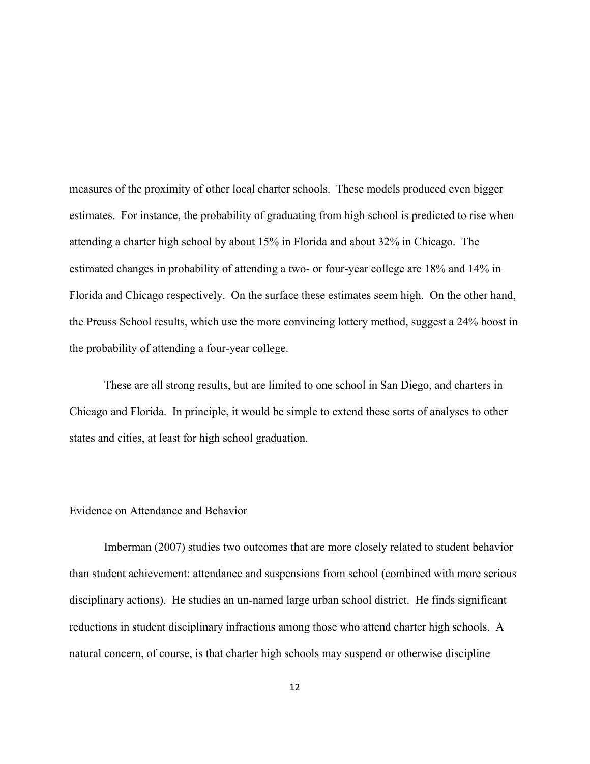measures of the proximity of other local charter schools. These models produced even bigger estimates. For instance, the probability of graduating from high school is predicted to rise when attending a charter high school by about 15% in Florida and about 32% in Chicago. The estimated changes in probability of attending a two- or four-year college are 18% and 14% in Florida and Chicago respectively. On the surface these estimates seem high. On the other hand, the Preuss School results, which use the more convincing lottery method, suggest a 24% boost in the probability of attending a four-year college.

These are all strong results, but are limited to one school in San Diego, and charters in Chicago and Florida. In principle, it would be simple to extend these sorts of analyses to other states and cities, at least for high school graduation.

## Evidence on Attendance and Behavior

Imberman (2007) studies two outcomes that are more closely related to student behavior than student achievement: attendance and suspensions from school (combined with more serious disciplinary actions). He studies an un-named large urban school district. He finds significant reductions in student disciplinary infractions among those who attend charter high schools. A natural concern, of course, is that charter high schools may suspend or otherwise discipline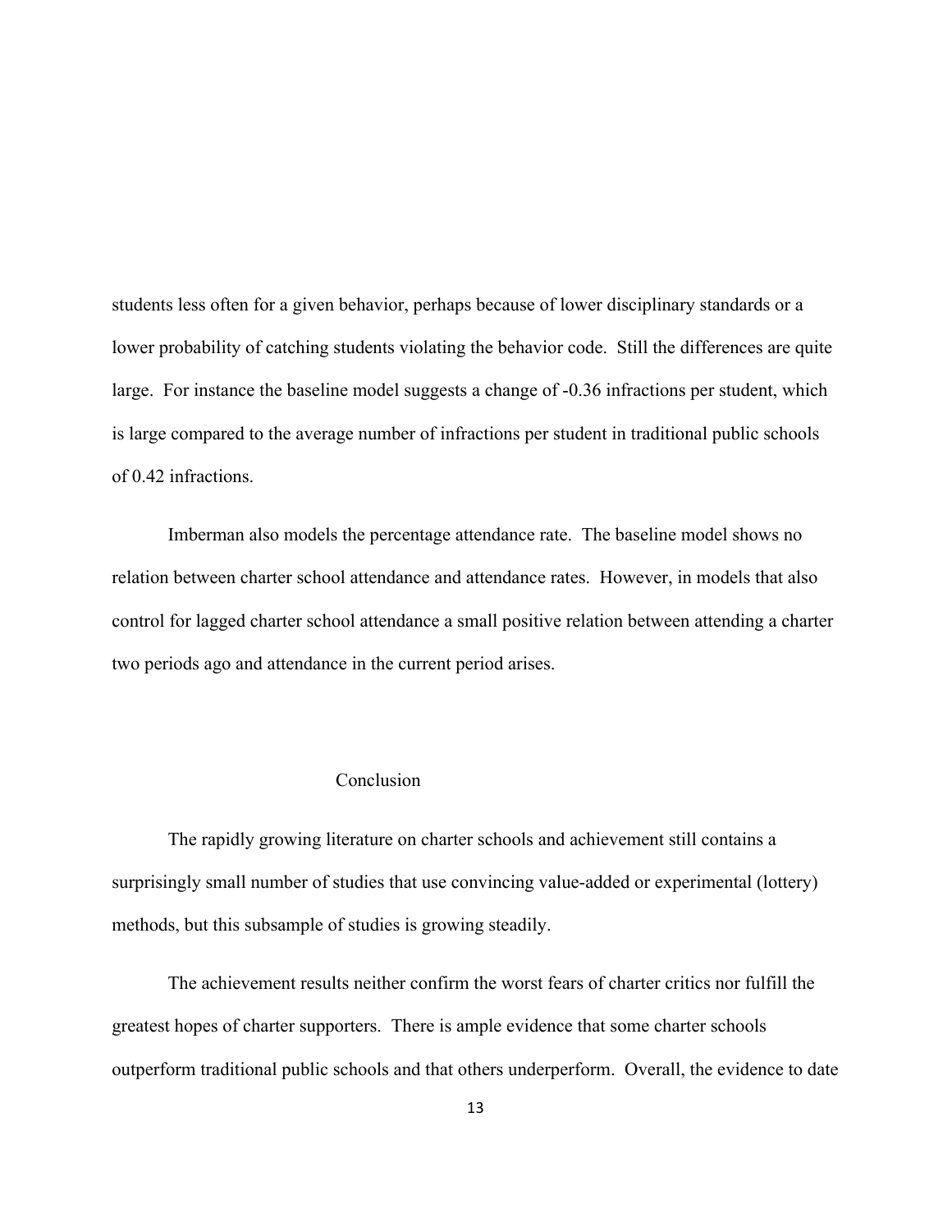students less often for a given behavior, perhaps because of lower disciplinary standards or a lower probability of catching students violating the behavior code. Still the differences are quite large. For instance the baseline model suggests a change of -0.36 infractions per student, which is large compared to the average number of infractions per student in traditional public schools of 0.42 infractions.

Imberman also models the percentage attendance rate. The baseline model shows no relation between charter school attendance and attendance rates. However, in models that also control for lagged charter school attendance a small positive relation between attending a charter two periods ago and attendance in the current period arises.

## Conclusion

The rapidly growing literature on charter schools and achievement still contains a surprisingly small number of studies that use convincing value-added or experimental (lottery) methods, but this subsample of studies is growing steadily.

The achievement results neither confirm the worst fears of charter critics nor fulfill the greatest hopes of charter supporters. There is ample evidence that some charter schools outperform traditional public schools and that others underperform. Overall, the evidence to date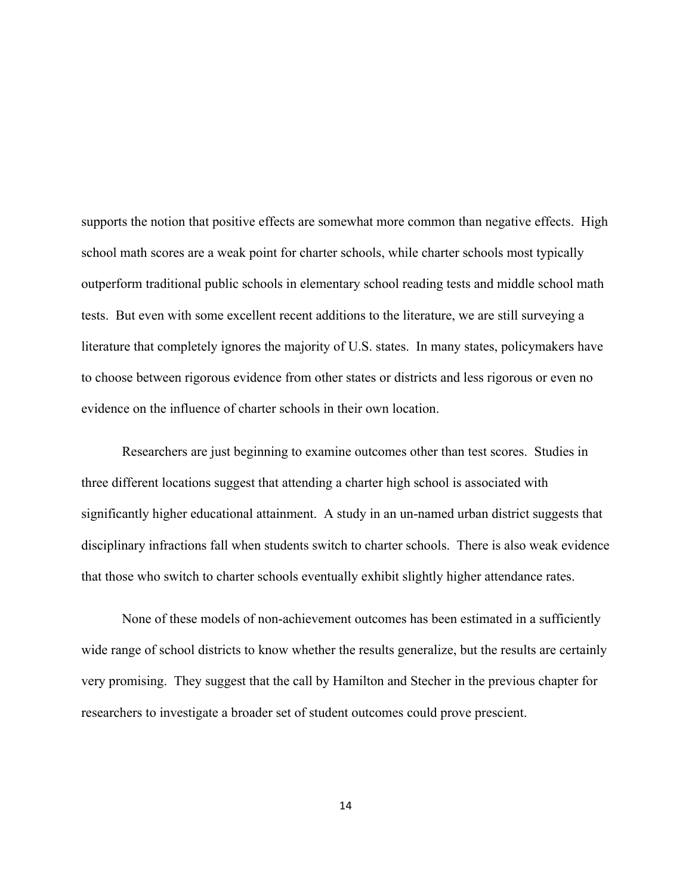supports the notion that positive effects are somewhat more common than negative effects. High school math scores are a weak point for charter schools, while charter schools most typically outperform traditional public schools in elementary school reading tests and middle school math tests. But even with some excellent recent additions to the literature, we are still surveying a literature that completely ignores the majority of U.S. states. In many states, policymakers have to choose between rigorous evidence from other states or districts and less rigorous or even no evidence on the influence of charter schools in their own location.

Researchers are just beginning to examine outcomes other than test scores. Studies in three different locations suggest that attending a charter high school is associated with significantly higher educational attainment. A study in an un-named urban district suggests that disciplinary infractions fall when students switch to charter schools. There is also weak evidence that those who switch to charter schools eventually exhibit slightly higher attendance rates.

None of these models of non-achievement outcomes has been estimated in a sufficiently wide range of school districts to know whether the results generalize, but the results are certainly very promising. They suggest that the call by Hamilton and Stecher in the previous chapter for researchers to investigate a broader set of student outcomes could prove prescient.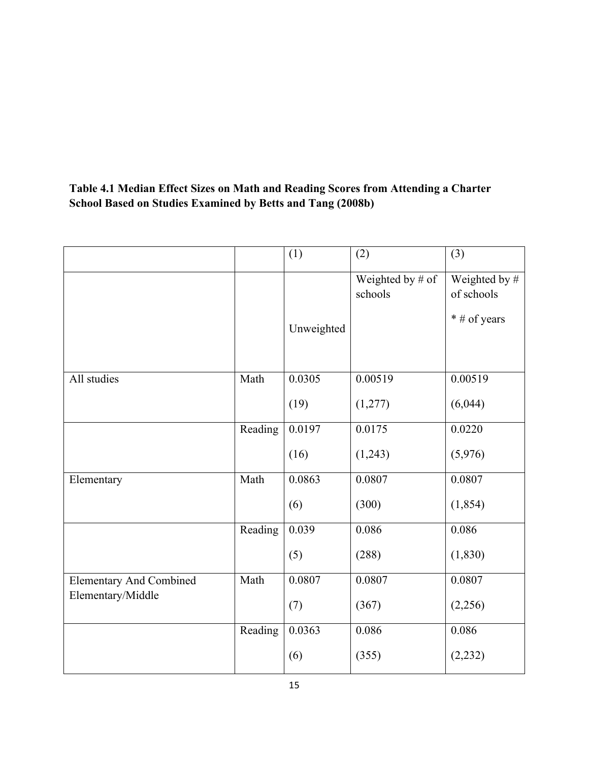**Table 4.1 Median Effect Sizes on Math and Reading Scores from Attending a Charter School Based on Studies Examined by Betts and Tang (2008b)**

| | | (1) | (2) | (3) |
|---|---|---|---|---|
| | | Unweighted | Weighted by # of schools | Weighted by # of schools * # of years |
| All studies | Math | 0.0305 (19) | 0.00519 (1,277) | 0.00519 (6,044) |
| | Reading | 0.0197 (16) | 0.0175 (1,243) | 0.0220 (5,976) |
| Elementary | Math | 0.0863 (6) | 0.0807 (300) | 0.0807 (1,854) |
| | Reading | 0.039 (5) | 0.086 (288) | 0.086 (1,830) |
| Elementary And Combined Elementary/Middle | Math | 0.0807 (7) | 0.0807 (367) | 0.0807 (2,256) |
| | Reading | 0.0363 (6) | 0.086 (355) | 0.086 (2,232) |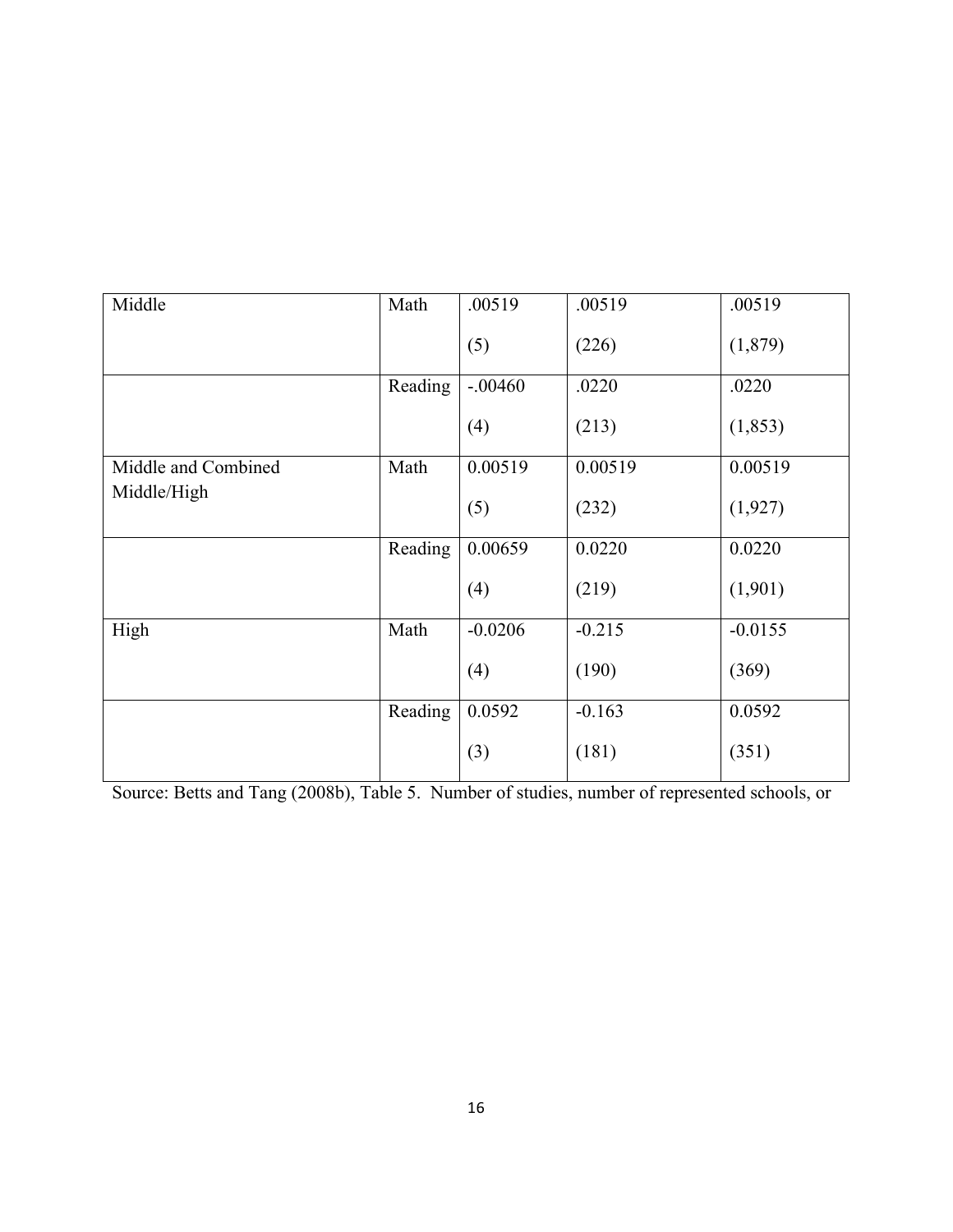| Middle | Math | .00519<br>(5) | .00519<br>(226) | .00519<br>(1,879) |
|---|---|---|---|---|
| | Reading | -.00460<br>(4) | .0220<br>(213) | .0220<br>(1,853) |
| Middle and Combined Middle/High | Math | 0.00519<br>(5) | 0.00519<br>(232) | 0.00519<br>(1,927) |
| | Reading | 0.00659<br>(4) | 0.0220<br>(219) | 0.0220<br>(1,901) |
| High | Math | -0.0206<br>(4) | -0.215<br>(190) | -0.0155<br>(369) |
| | Reading | 0.0592<br>(3) | -0.163<br>(181) | 0.0592<br>(351) |

Source: Betts and Tang (2008b), Table 5. Number of studies, number of represented schools, or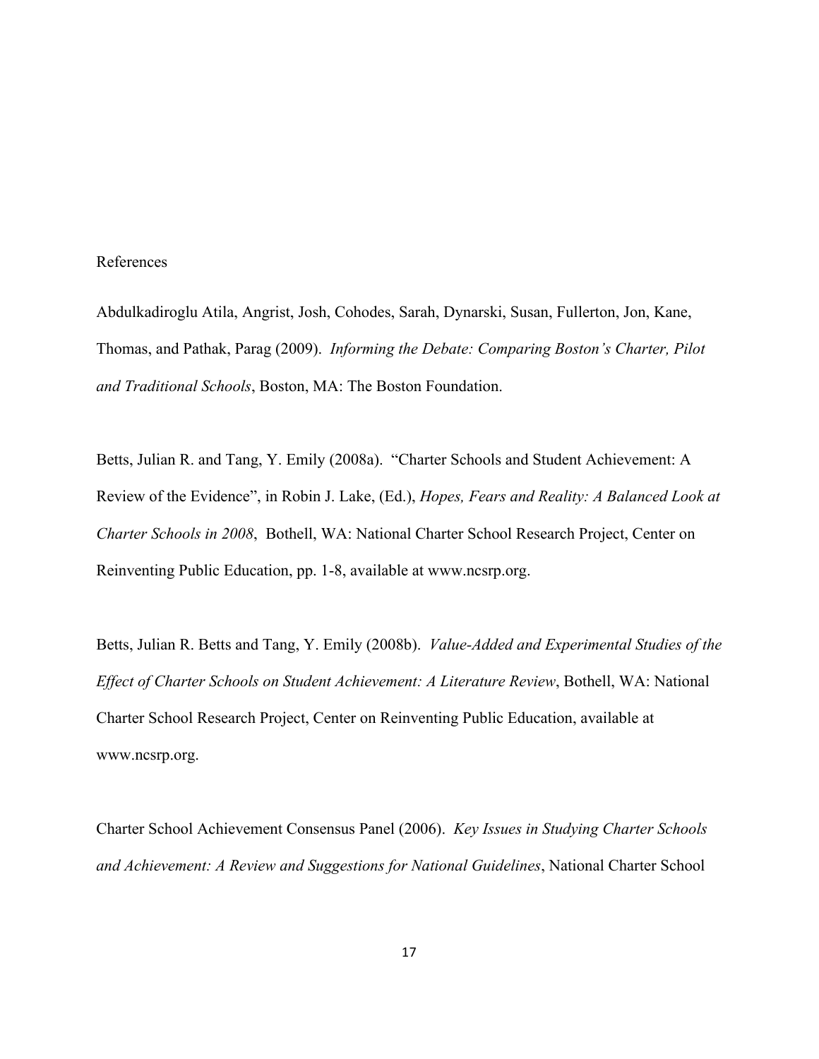References

Abdulkadiroglu Atila, Angrist, Josh, Cohodes, Sarah, Dynarski, Susan, Fullerton, Jon, Kane, Thomas, and Pathak, Parag (2009). *Informing the Debate: Comparing Boston's Charter, Pilot and Traditional Schools*, Boston, MA: The Boston Foundation.

Betts, Julian R. and Tang, Y. Emily (2008a). "Charter Schools and Student Achievement: A Review of the Evidence", in Robin J. Lake, (Ed.), *Hopes, Fears and Reality: A Balanced Look at Charter Schools in 2008*, Bothell, WA: National Charter School Research Project, Center on Reinventing Public Education, pp. 1-8, available at www.ncsrp.org.

Betts, Julian R. Betts and Tang, Y. Emily (2008b). *Value-Added and Experimental Studies of the Effect of Charter Schools on Student Achievement: A Literature Review*, Bothell, WA: National Charter School Research Project, Center on Reinventing Public Education, available at www.ncsrp.org.

Charter School Achievement Consensus Panel (2006). *Key Issues in Studying Charter Schools and Achievement: A Review and Suggestions for National Guidelines*, National Charter School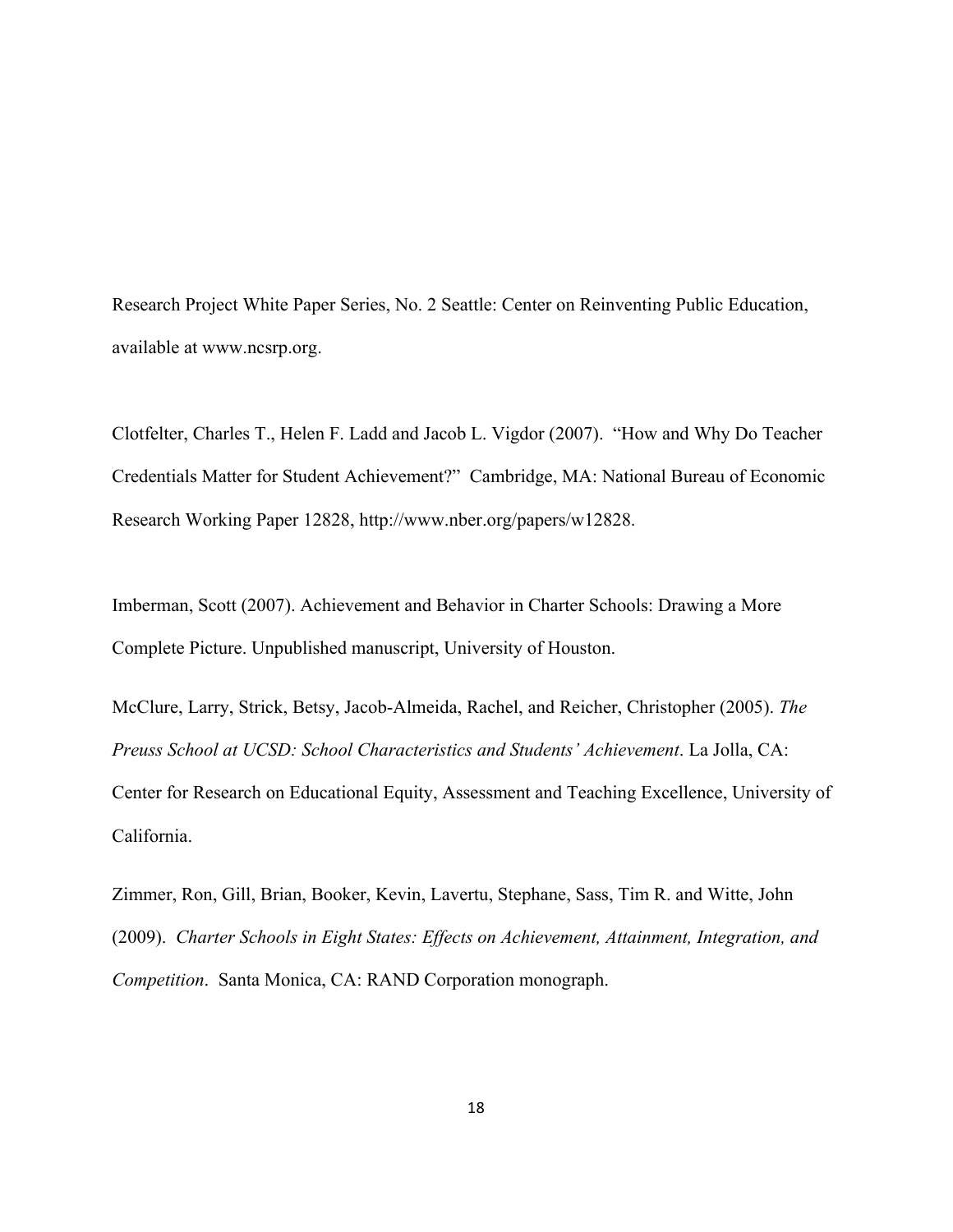Research Project White Paper Series, No. 2 Seattle: Center on Reinventing Public Education, available at www.ncsrp.org.

Clotfelter, Charles T., Helen F. Ladd and Jacob L. Vigdor (2007). "How and Why Do Teacher Credentials Matter for Student Achievement?" Cambridge, MA: National Bureau of Economic Research Working Paper 12828, http://www.nber.org/papers/w12828.

Imberman, Scott (2007). Achievement and Behavior in Charter Schools: Drawing a More Complete Picture. Unpublished manuscript, University of Houston.

McClure, Larry, Strick, Betsy, Jacob-Almeida, Rachel, and Reicher, Christopher (2005). *The Preuss School at UCSD: School Characteristics and Students' Achievement*. La Jolla, CA: Center for Research on Educational Equity, Assessment and Teaching Excellence, University of California.

Zimmer, Ron, Gill, Brian, Booker, Kevin, Lavertu, Stephane, Sass, Tim R. and Witte, John (2009). *Charter Schools in Eight States: Effects on Achievement, Attainment, Integration, and Competition*. Santa Monica, CA: RAND Corporation monograph.